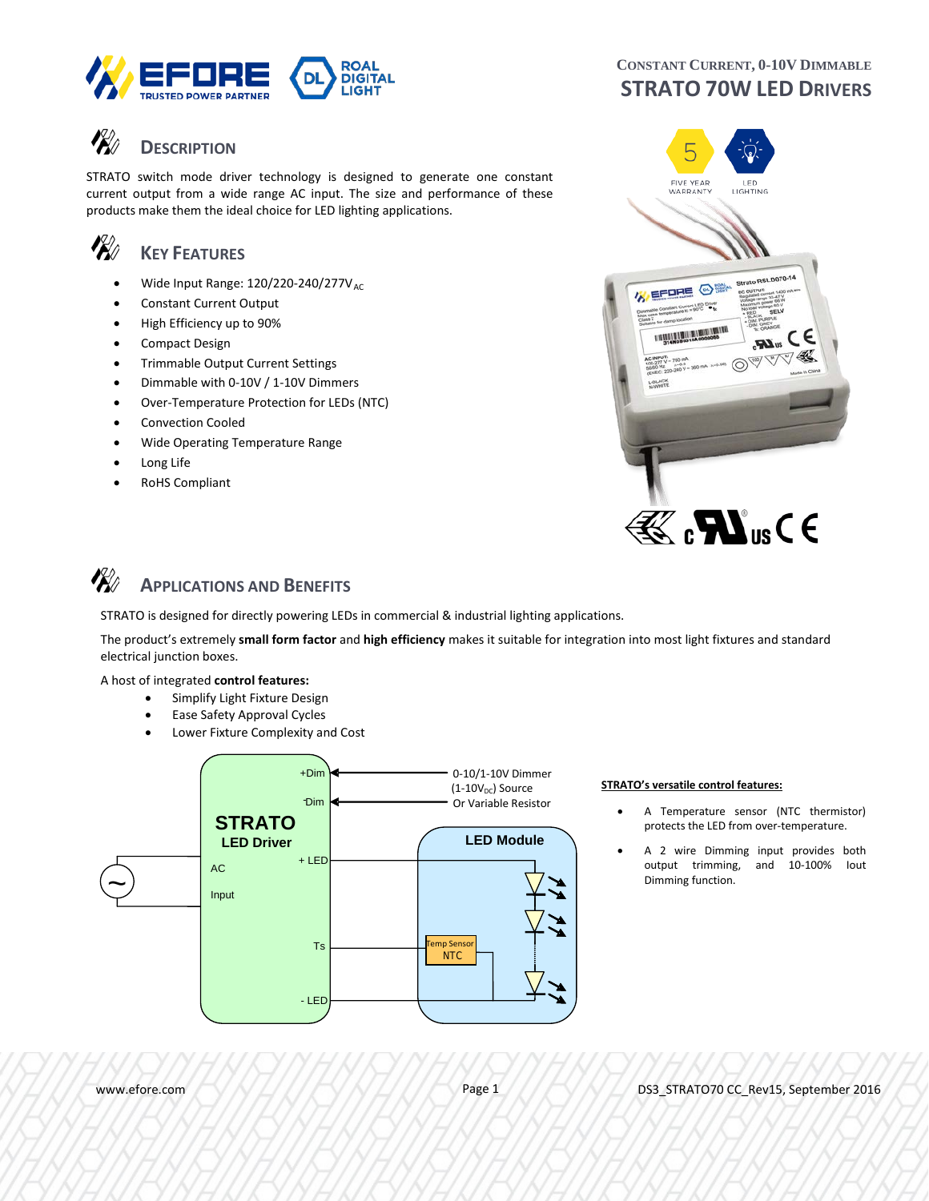# Constant Current, 0-10V Dimmable
# STRATO 70W LED Drivers

## Description

STRATO switch mode driver technology is designed to generate one constant current output from a wide range AC input. The size and performance of these products make them the ideal choice for LED lighting applications.

## Key Features

- Wide Input Range: 120/220-240/277V$_{AC}$
- Constant Current Output
- High Efficiency up to 90%
- Compact Design
- Trimmable Output Current Settings
- Dimmable with 0-10V / 1-10V Dimmers
- Over-Temperature Protection for LEDs (NTC)
- Convection Cooled
- Wide Operating Temperature Range
- Long Life
- RoHS Compliant

## Applications and Benefits

STRATO is designed for directly powering LEDs in commercial & industrial lighting applications.

The product's extremely **small form factor** and **high efficiency** makes it suitable for integration into most light fixtures and standard electrical junction boxes.

A host of integrated **control features:**

- Simplify Light Fixture Design
- Ease Safety Approval Cycles
- Lower Fixture Complexity and Cost

**STRATO's versatile control features:**

- A Temperature sensor (NTC thermistor) protects the LED from over-temperature.
- A 2 wire Dimming input provides both output trimming, and 10-100% Iout Dimming function.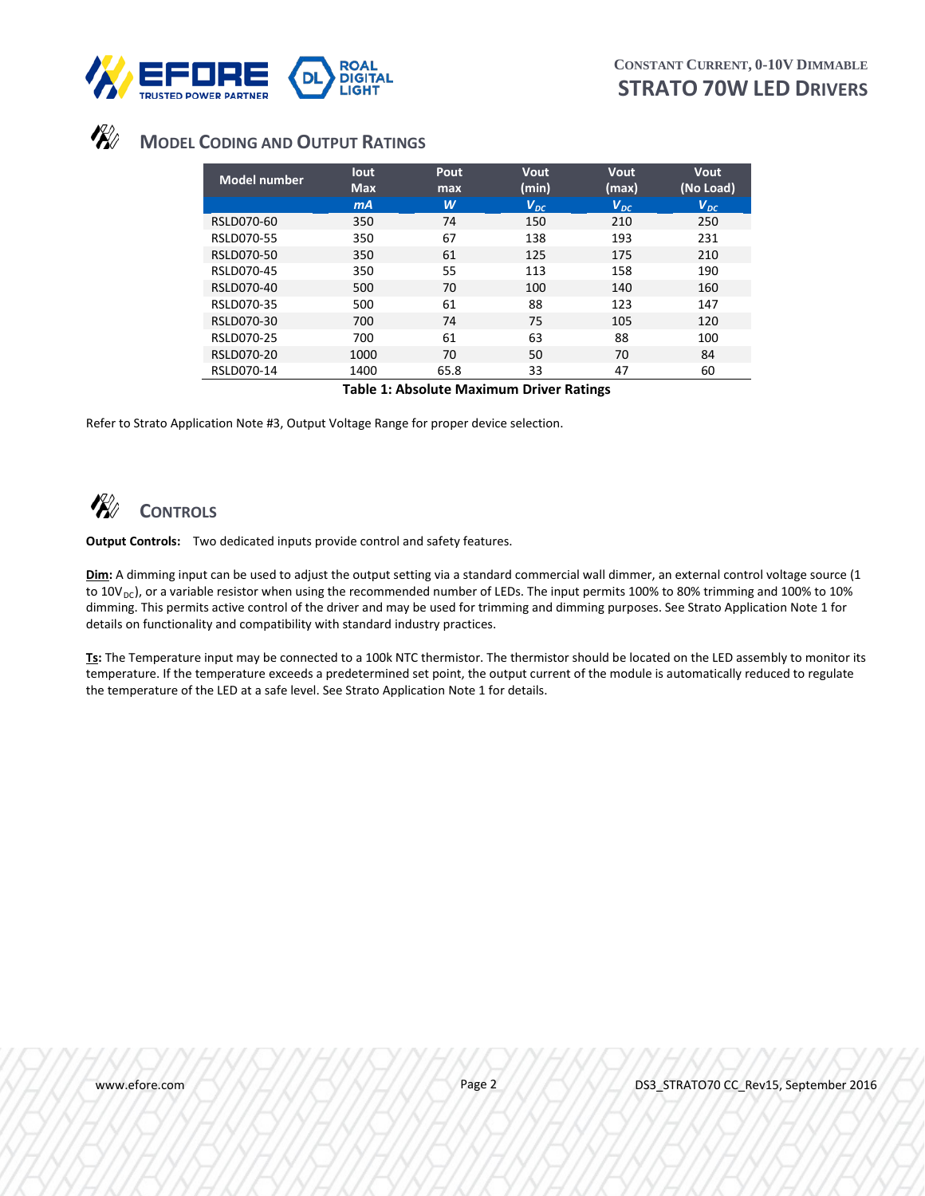## Model Coding and Output Ratings

| Model number | Iout Max | Pout max | Vout (min) | Vout (max) | Vout (No Load) |
|---|---|---|---|---|---|
| | *mA* | *W* | $V_{DC}$ | $V_{DC}$ | $V_{DC}$ |
| RSLD070-60 | 350 | 74 | 150 | 210 | 250 |
| RSLD070-55 | 350 | 67 | 138 | 193 | 231 |
| RSLD070-50 | 350 | 61 | 125 | 175 | 210 |
| RSLD070-45 | 350 | 55 | 113 | 158 | 190 |
| RSLD070-40 | 500 | 70 | 100 | 140 | 160 |
| RSLD070-35 | 500 | 61 | 88 | 123 | 147 |
| RSLD070-30 | 700 | 74 | 75 | 105 | 120 |
| RSLD070-25 | 700 | 61 | 63 | 88 | 100 |
| RSLD070-20 | 1000 | 70 | 50 | 70 | 84 |
| RSLD070-14 | 1400 | 65.8 | 33 | 47 | 60 |

**Table 1: Absolute Maximum Driver Ratings**

Refer to Strato Application Note #3, Output Voltage Range for proper device selection.

## Controls

**Output Controls:** Two dedicated inputs provide control and safety features.

**Dim:** A dimming input can be used to adjust the output setting via a standard commercial wall dimmer, an external control voltage source (1 to $10V_{DC}$), or a variable resistor when using the recommended number of LEDs. The input permits 100% to 80% trimming and 100% to 10% dimming. This permits active control of the driver and may be used for trimming and dimming purposes. See Strato Application Note 1 for details on functionality and compatibility with standard industry practices.

**Ts:** The Temperature input may be connected to a 100k NTC thermistor. The thermistor should be located on the LED assembly to monitor its temperature. If the temperature exceeds a predetermined set point, the output current of the module is automatically reduced to regulate the temperature of the LED at a safe level. See Strato Application Note 1 for details.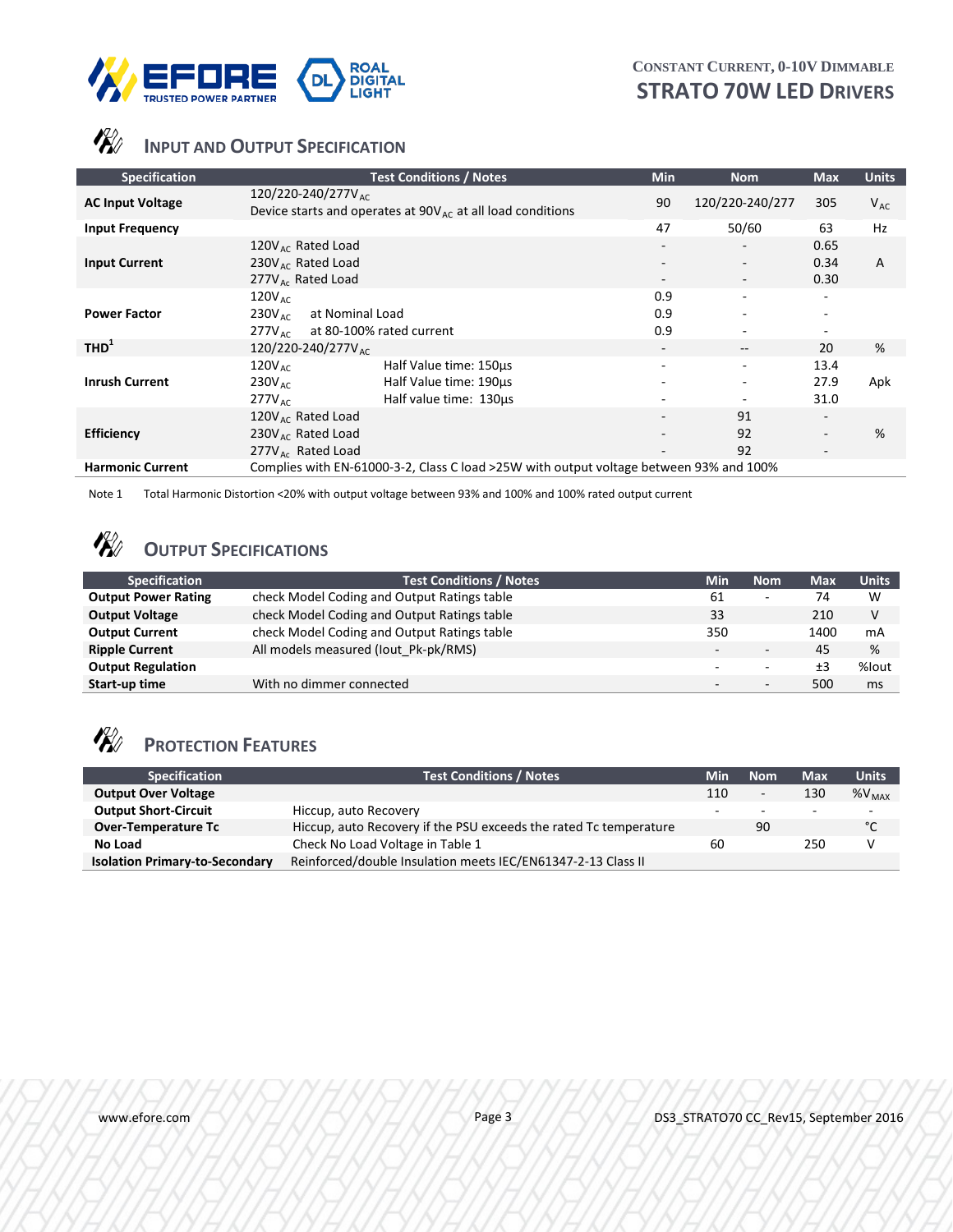## Input and Output Specification

| Specification | Test Conditions / Notes | Min | Nom | Max | Units |
|---|---|---|---|---|---|
| **AC Input Voltage** | 120/220-240/277$V_{AC}$<br>Device starts and operates at 90$V_{AC}$ at all load conditions | 90 | 120/220-240/277 | 305 | $V_{AC}$ |
| **Input Frequency** | | 47 | 50/60 | 63 | Hz |
| **Input Current** | 120$V_{AC}$ Rated Load | - | - | 0.65 | A |
| | 230$V_{AC}$ Rated Load | - | - | 0.34 | |
| | 277$V_{AC}$ Rated Load | - | - | 0.30 | |
| **Power Factor** | 120$V_{AC}$ | 0.9 | - | - | |
| | 230$V_{AC}$ at Nominal Load | 0.9 | - | - | |
| | 277$V_{AC}$ at 80-100% rated current | 0.9 | - | - | |
| **THD**[1] | 120/220-240/277$V_{AC}$ | - | -- | 20 | % |
| **Inrush Current** | 120$V_{AC}$ Half Value time: 150µs | - | - | 13.4 | Apk |
| | 230$V_{AC}$ Half Value time: 190µs | - | - | 27.9 | |
| | 277$V_{AC}$ Half value time: 130µs | - | - | 31.0 | |
| **Efficiency** | 120$V_{AC}$ Rated Load | - | 91 | - | % |
| | 230$V_{AC}$ Rated Load | - | 92 | - | |
| | 277$V_{AC}$ Rated Load | - | 92 | - | |
| **Harmonic Current** | Complies with EN-61000-3-2, Class C load >25W with output voltage between 93% and 100% | | | | |

Note 1 Total Harmonic Distortion <20% with output voltage between 93% and 100% and 100% rated output current

## Output Specifications

| Specification | Test Conditions / Notes | Min | Nom | Max | Units |
|---|---|---|---|---|---|
| **Output Power Rating** | check Model Coding and Output Ratings table | 61 | - | 74 | W |
| **Output Voltage** | check Model Coding and Output Ratings table | 33 | | 210 | V |
| **Output Current** | check Model Coding and Output Ratings table | 350 | | 1400 | mA |
| **Ripple Current** | All models measured (Iout_Pk-pk/RMS) | - | - | 45 | % |
| **Output Regulation** | | - | - | ±3 | %Iout |
| **Start-up time** | With no dimmer connected | - | - | 500 | ms |

## Protection Features

| Specification | Test Conditions / Notes | Min | Nom | Max | Units |
|---|---|---|---|---|---|
| **Output Over Voltage** | | 110 | - | 130 | %$V_{MAX}$ |
| **Output Short-Circuit** | Hiccup, auto Recovery | - | - | - | - |
| **Over-Temperature Tc** | Hiccup, auto Recovery if the PSU exceeds the rated Tc temperature | | 90 | | °C |
| **No Load** | Check No Load Voltage in Table 1 | 60 | | 250 | V |
| **Isolation Primary-to-Secondary** | Reinforced/double Insulation meets IEC/EN61347-2-13 Class II | | | | |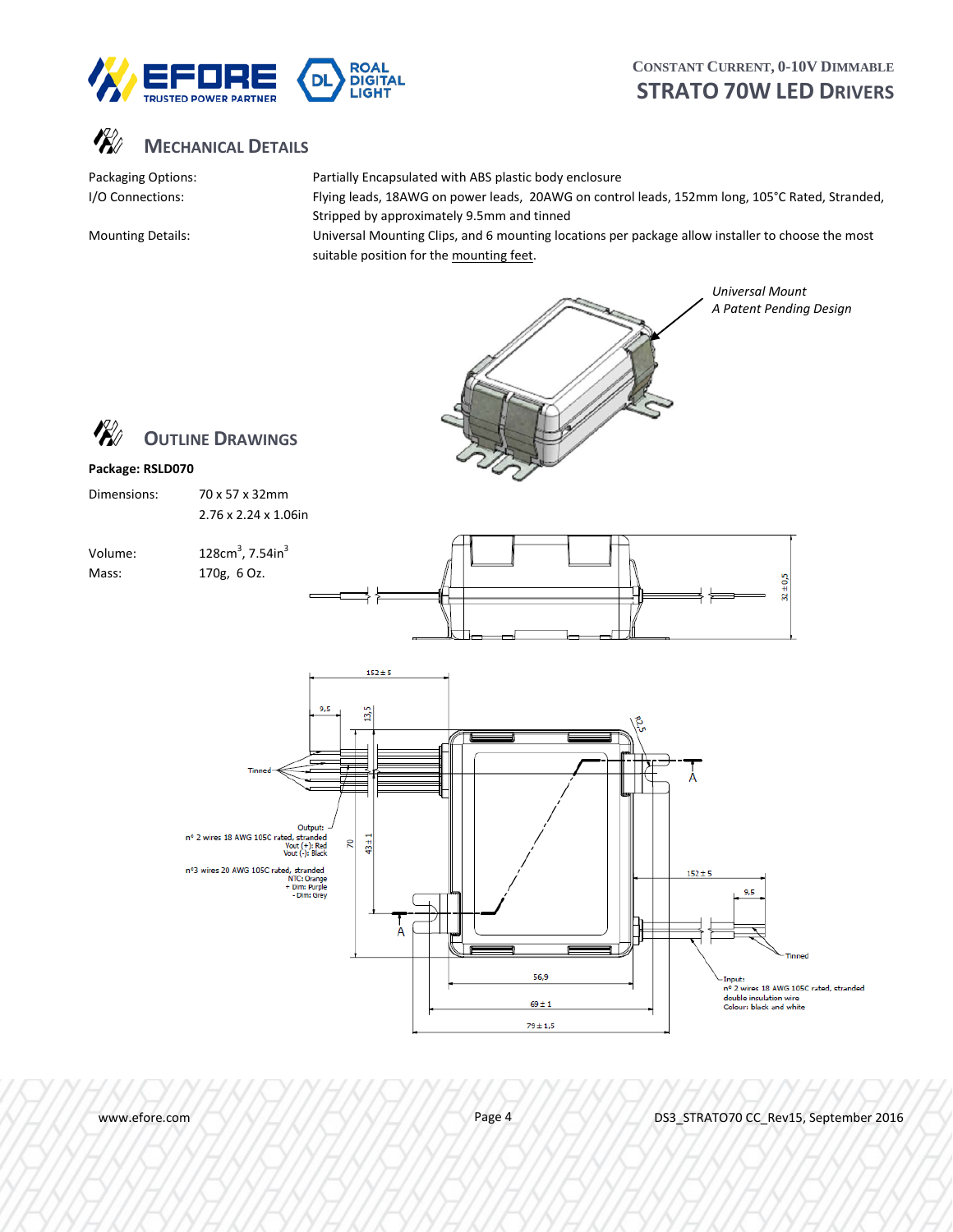## Mechanical Details

| | |
|---|---|
| Packaging Options: | Partially Encapsulated with ABS plastic body enclosure |
| I/O Connections: | Flying leads, 18AWG on power leads, 20AWG on control leads, 152mm long, 105°C Rated, Stranded, Stripped by approximately 9.5mm and tinned |
| Mounting Details: | Universal Mounting Clips, and 6 mounting locations per package allow installer to choose the most suitable position for the mounting feet. |

*Universal Mount*
*A Patent Pending Design*

## Outline Drawings

**Package: RSLD070**

| | |
|---|---|
| Dimensions: | 70 x 57 x 32mm<br>2.76 x 2.24 x 1.06in |
| Volume: | 128cm$^3$, 7.54in$^3$ |
| Mass: | 170g, 6 Oz. |

32 ± 0,5

152 ± 5

9,5

13,5

Ø2,5

Tinned

A

Output:
n° 2 wires 18 AWG 105C rated, stranded
Vout (+): Red
Vout (-): Black

n°3 wires 20 AWG 105C rated, stranded
NTC: Orange
+ Dim: Purple
- Dim: Grey

70

43 ± 1

152 ± 5

9,5

A

Tinned

56,9

69 ± 1

79 ± 1,5

Input:
n° 2 wires 18 AWG 105C rated, stranded
double insulation wire
Colour: black and white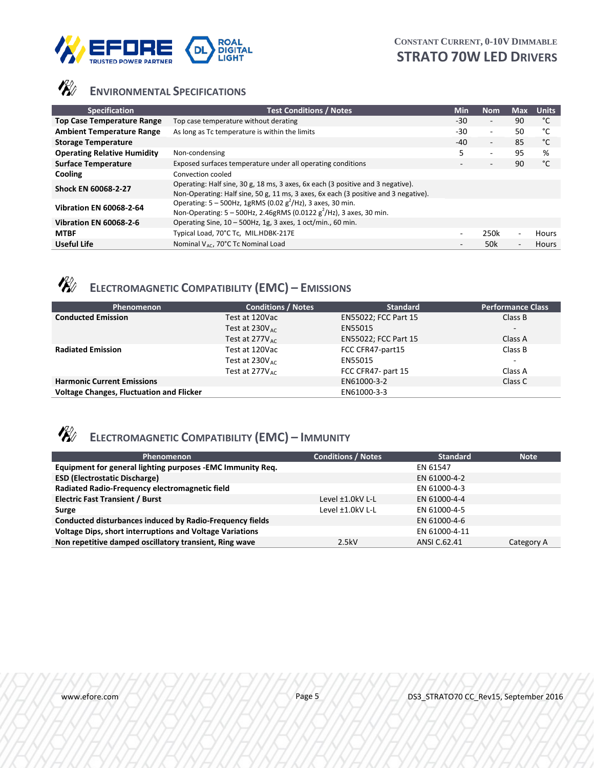## Environmental Specifications

| Specification | Test Conditions / Notes | Min | Nom | Max | Units |
|---|---|---|---|---|---|
| **Top Case Temperature Range** | Top case temperature without derating | -30 | - | 90 | °C |
| **Ambient Temperature Range** | As long as Tc temperature is within the limits | -30 | - | 50 | °C |
| **Storage Temperature** | | -40 | - | 85 | °C |
| **Operating Relative Humidity** | Non-condensing | 5 | - | 95 | % |
| **Surface Temperature** | Exposed surfaces temperature under all operating conditions | - | - | 90 | °C |
| **Cooling** | Convection cooled | | | | |
| **Shock EN 60068-2-27** | Operating: Half sine, 30 g, 18 ms, 3 axes, 6x each (3 positive and 3 negative). Non-Operating: Half sine, 50 g, 11 ms, 3 axes, 6x each (3 positive and 3 negative). | | | | |
| **Vibration EN 60068-2-64** | Operating: 5 – 500Hz, 1gRMS (0.02 $g^2$/Hz), 3 axes, 30 min. Non-Operating: 5 – 500Hz, 2.46gRMS (0.0122 $g^2$/Hz), 3 axes, 30 min. | | | | |
| **Vibration EN 60068-2-6** | Operating Sine, 10 – 500Hz, 1g, 3 axes, 1 oct/min., 60 min. | | | | |
| **MTBF** | Typical Load, 70°C Tc, MIL.HDBK-217E | - | 250k | - | Hours |
| **Useful Life** | Nominal $V_{AC}$, 70°C Tc Nominal Load | - | 50k | - | Hours |

## Electromagnetic Compatibility (EMC) – Emissions

| Phenomenon | Conditions / Notes | Standard | Performance Class |
|---|---|---|---|
| **Conducted Emission** | Test at 120Vac | EN55022; FCC Part 15 | Class B |
| | Test at 230$V_{AC}$ | EN55015 | - |
| | Test at 277$V_{AC}$ | EN55022; FCC Part 15 | Class A |
| **Radiated Emission** | Test at 120Vac | FCC CFR47-part15 | Class B |
| | Test at 230$V_{AC}$ | EN55015 | - |
| | Test at 277$V_{AC}$ | FCC CFR47- part 15 | Class A |
| **Harmonic Current Emissions** | | EN61000-3-2 | Class C |
| **Voltage Changes, Fluctuation and Flicker** | | EN61000-3-3 | |

## Electromagnetic Compatibility (EMC) – Immunity

| Phenomenon | Conditions / Notes | Standard | Note |
|---|---|---|---|
| **Equipment for general lighting purposes -EMC Immunity Req.** | | EN 61547 | |
| **ESD (Electrostatic Discharge)** | | EN 61000-4-2 | |
| **Radiated Radio-Frequency electromagnetic field** | | EN 61000-4-3 | |
| **Electric Fast Transient / Burst** | Level ±1.0kV L-L | EN 61000-4-4 | |
| **Surge** | Level ±1.0kV L-L | EN 61000-4-5 | |
| **Conducted disturbances induced by Radio-Frequency fields** | | EN 61000-4-6 | |
| **Voltage Dips, short interruptions and Voltage Variations** | | EN 61000-4-11 | |
| **Non repetitive damped oscillatory transient, Ring wave** | 2.5kV | ANSI C.62.41 | Category A |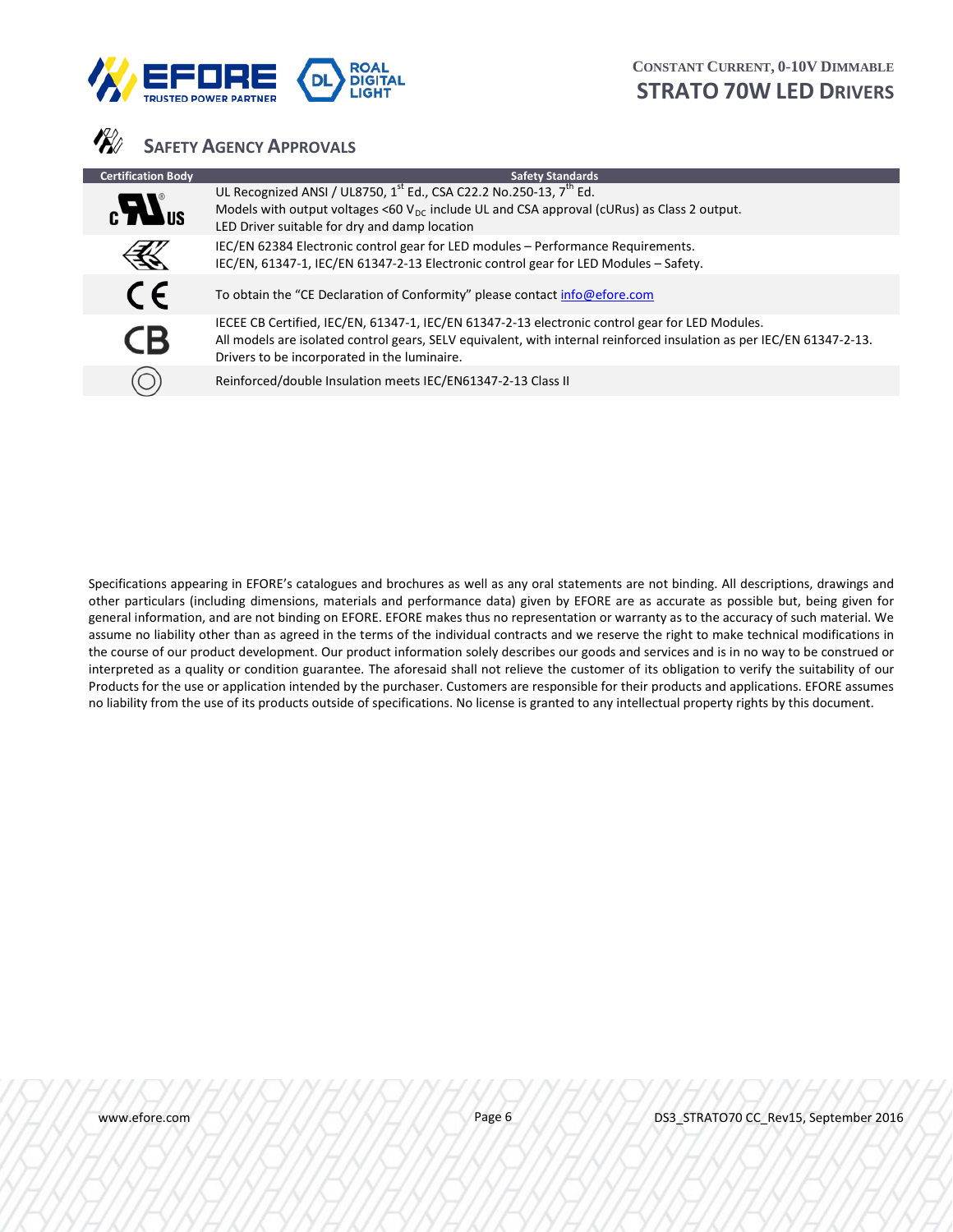## SAFETY AGENCY APPROVALS

| Certification Body | Safety Standards |
|---|---|
| cULus | UL Recognized ANSI / UL8750, 1st Ed., CSA C22.2 No.250-13, 7th Ed.<br>Models with output voltages <60 $V_{DC}$ include UL and CSA approval (cURus) as Class 2 output.<br>LED Driver suitable for dry and damp location |
| ENEC | IEC/EN 62384 Electronic control gear for LED modules – Performance Requirements.<br>IEC/EN, 61347-1, IEC/EN 61347-2-13 Electronic control gear for LED Modules – Safety. |
| CE | To obtain the "CE Declaration of Conformity" please contact info@efore.com |
| CB | IECEE CB Certified, IEC/EN, 61347-1, IEC/EN 61347-2-13 electronic control gear for LED Modules.<br>All models are isolated control gears, SELV equivalent, with internal reinforced insulation as per IEC/EN 61347-2-13.<br>Drivers to be incorporated in the luminaire. |
| Class II | Reinforced/double Insulation meets IEC/EN61347-2-13 Class II |

Specifications appearing in EFORE's catalogues and brochures as well as any oral statements are not binding. All descriptions, drawings and other particulars (including dimensions, materials and performance data) given by EFORE are as accurate as possible but, being given for general information, and are not binding on EFORE. EFORE makes thus no representation or warranty as to the accuracy of such material. We assume no liability other than as agreed in the terms of the individual contracts and we reserve the right to make technical modifications in the course of our product development. Our product information solely describes our goods and services and is in no way to be construed or interpreted as a quality or condition guarantee. The aforesaid shall not relieve the customer of its obligation to verify the suitability of our Products for the use or application intended by the purchaser. Customers are responsible for their products and applications. EFORE assumes no liability from the use of its products outside of specifications. No license is granted to any intellectual property rights by this document.